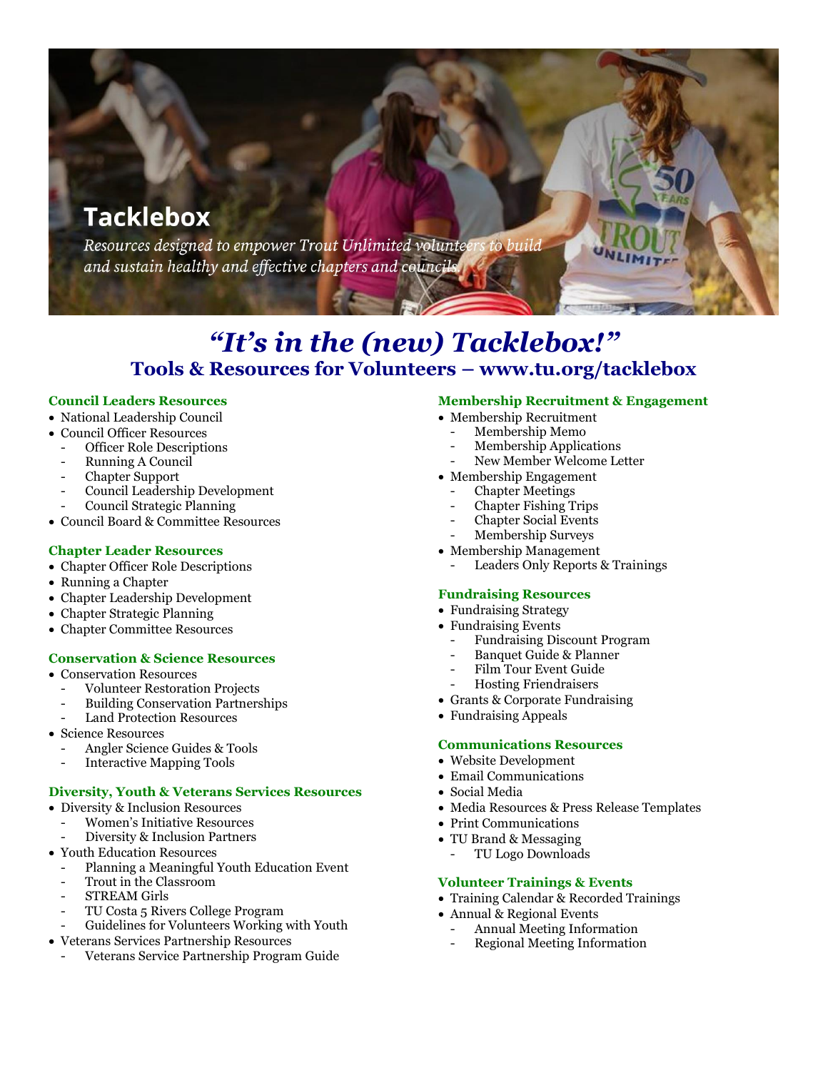# Tacklebox

*Resources designed to empower Trout Unlimited volunteers to build and sustain healthy and effective chapters and councils*

## *"It's in the (new) Tacklebox!"*

## Tools & Resources for Volunteers – www.tu.org/tacklebox

### Council Leaders Resources

- National Leadership Council
- Council Officer Resources
  - Officer Role Descriptions
  - Running A Council
  - Chapter Support
  - Council Leadership Development
  - Council Strategic Planning
- Council Board & Committee Resources

### Chapter Leader Resources

- Chapter Officer Role Descriptions
- Running a Chapter
- Chapter Leadership Development
- Chapter Strategic Planning
- Chapter Committee Resources

### Conservation & Science Resources

- Conservation Resources
  - Volunteer Restoration Projects
  - Building Conservation Partnerships
  - Land Protection Resources
- Science Resources
  - Angler Science Guides & Tools
  - Interactive Mapping Tools

### Diversity, Youth & Veterans Services Resources

- Diversity & Inclusion Resources
  - Women's Initiative Resources
  - Diversity & Inclusion Partners
- Youth Education Resources
  - Planning a Meaningful Youth Education Event
  - Trout in the Classroom
  - STREAM Girls
  - TU Costa 5 Rivers College Program
  - Guidelines for Volunteers Working with Youth
- Veterans Services Partnership Resources
  - Veterans Service Partnership Program Guide

### Membership Recruitment & Engagement

- Membership Recruitment
  - Membership Memo
  - Membership Applications
  - New Member Welcome Letter
- Membership Engagement
  - Chapter Meetings
  - Chapter Fishing Trips
  - Chapter Social Events
  - Membership Surveys
- Membership Management
  - Leaders Only Reports & Trainings

### Fundraising Resources

- Fundraising Strategy
- Fundraising Events
  - Fundraising Discount Program
  - Banquet Guide & Planner
  - Film Tour Event Guide
  - Hosting Friendraisers
- Grants & Corporate Fundraising
- Fundraising Appeals

### Communications Resources

- Website Development
- Email Communications
- Social Media
- Media Resources & Press Release Templates
- Print Communications
- TU Brand & Messaging
  - TU Logo Downloads

### Volunteer Trainings & Events

- Training Calendar & Recorded Trainings
- Annual & Regional Events
  - Annual Meeting Information
  - Regional Meeting Information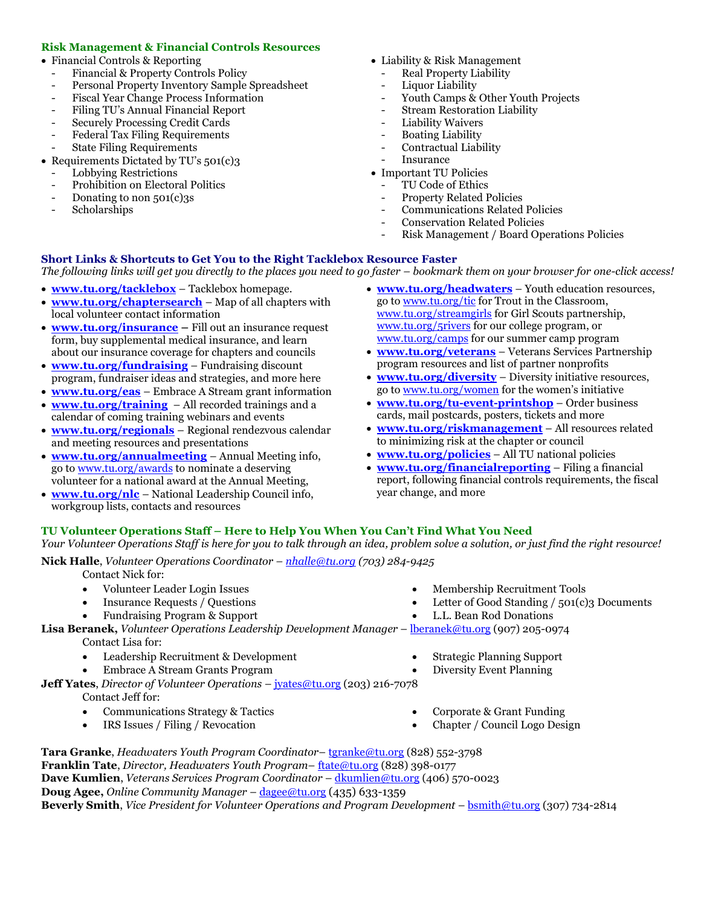### Risk Management & Financial Controls Resources

- Financial Controls & Reporting
  - Financial & Property Controls Policy
  - Personal Property Inventory Sample Spreadsheet
  - Fiscal Year Change Process Information
  - Filing TU's Annual Financial Report
  - Securely Processing Credit Cards
  - Federal Tax Filing Requirements
  - State Filing Requirements
- Requirements Dictated by TU's 501(c)3
  - Lobbying Restrictions
  - Prohibition on Electoral Politics
  - Donating to non 501(c)3s
  - Scholarships
- Liability & Risk Management
  - Real Property Liability
  - Liquor Liability
  - Youth Camps & Other Youth Projects
  - Stream Restoration Liability
  - Liability Waivers
  - Boating Liability
  - Contractual Liability
  - Insurance
- Important TU Policies
  - TU Code of Ethics
  - Property Related Policies
  - Communications Related Policies
  - Conservation Related Policies
  - Risk Management / Board Operations Policies

### Short Links & Shortcuts to Get You to the Right Tacklebox Resource Faster

*The following links will get you directly to the places you need to go faster – bookmark them on your browser for one-click access!*

- **www.tu.org/tacklebox** – Tacklebox homepage.
- **www.tu.org/chaptersearch** – Map of all chapters with local volunteer contact information
- **www.tu.org/insurance –** Fill out an insurance request form, buy supplemental medical insurance, and learn about our insurance coverage for chapters and councils
- **www.tu.org/fundraising** – Fundraising discount program, fundraiser ideas and strategies, and more here
- **www.tu.org/eas** – Embrace A Stream grant information
- **www.tu.org/training** – All recorded trainings and a calendar of coming training webinars and events
- **www.tu.org/regionals** – Regional rendezvous calendar and meeting resources and presentations
- **www.tu.org/annualmeeting** – Annual Meeting info, go to www.tu.org/awards to nominate a deserving volunteer for a national award at the Annual Meeting,
- **www.tu.org/nlc** – National Leadership Council info, workgroup lists, contacts and resources
- **www.tu.org/headwaters** – Youth education resources, go to www.tu.org/tic for Trout in the Classroom, www.tu.org/streamgirls for Girl Scouts partnership, www.tu.org/5rivers for our college program, or www.tu.org/camps for our summer camp program
- **www.tu.org/veterans** – Veterans Services Partnership program resources and list of partner nonprofits
- **www.tu.org/diversity** – Diversity initiative resources, go to www.tu.org/women for the women's initiative
- **www.tu.org/tu-event-printshop** – Order business cards, mail postcards, posters, tickets and more
- **www.tu.org/riskmanagement** – All resources related to minimizing risk at the chapter or council
- **www.tu.org/policies** – All TU national policies
- **www.tu.org/financialreporting** – Filing a financial report, following financial controls requirements, the fiscal year change, and more

### TU Volunteer Operations Staff – Here to Help You When You Can't Find What You Need

*Your Volunteer Operations Staff is here for you to talk through an idea, problem solve a solution, or just find the right resource!*

**Nick Halle**, *Volunteer Operations Coordinator – nhalle@tu.org (703) 284-9425*

Contact Nick for:

- Volunteer Leader Login Issues
- Insurance Requests / Questions
- Fundraising Program & Support
- Membership Recruitment Tools
- Letter of Good Standing / 501(c)3 Documents
- L.L. Bean Rod Donations

**Lisa Beranek,** *Volunteer Operations Leadership Development Manager* – lberanek@tu.org (907) 205-0974

Contact Lisa for:

- Leadership Recruitment & Development
- Embrace A Stream Grants Program
- Strategic Planning Support
- Diversity Event Planning

**Jeff Yates**, *Director of Volunteer Operations* – jyates@tu.org (203) 216-7078

Contact Jeff for:

- Communications Strategy & Tactics
- IRS Issues / Filing / Revocation
- Corporate & Grant Funding
- Chapter / Council Logo Design

**Tara Granke**, *Headwaters Youth Program Coordinator*– tgranke@tu.org (828) 552-3798
**Franklin Tate**, *Director, Headwaters Youth Program*– ftate@tu.org (828) 398-0177
**Dave Kumlien**, *Veterans Services Program Coordinator* – dkumlien@tu.org (406) 570-0023
**Doug Agee,** *Online Community Manager* – dagee@tu.org (435) 633-1359
**Beverly Smith**, *Vice President for Volunteer Operations and Program Development* – bsmith@tu.org (307) 734-2814